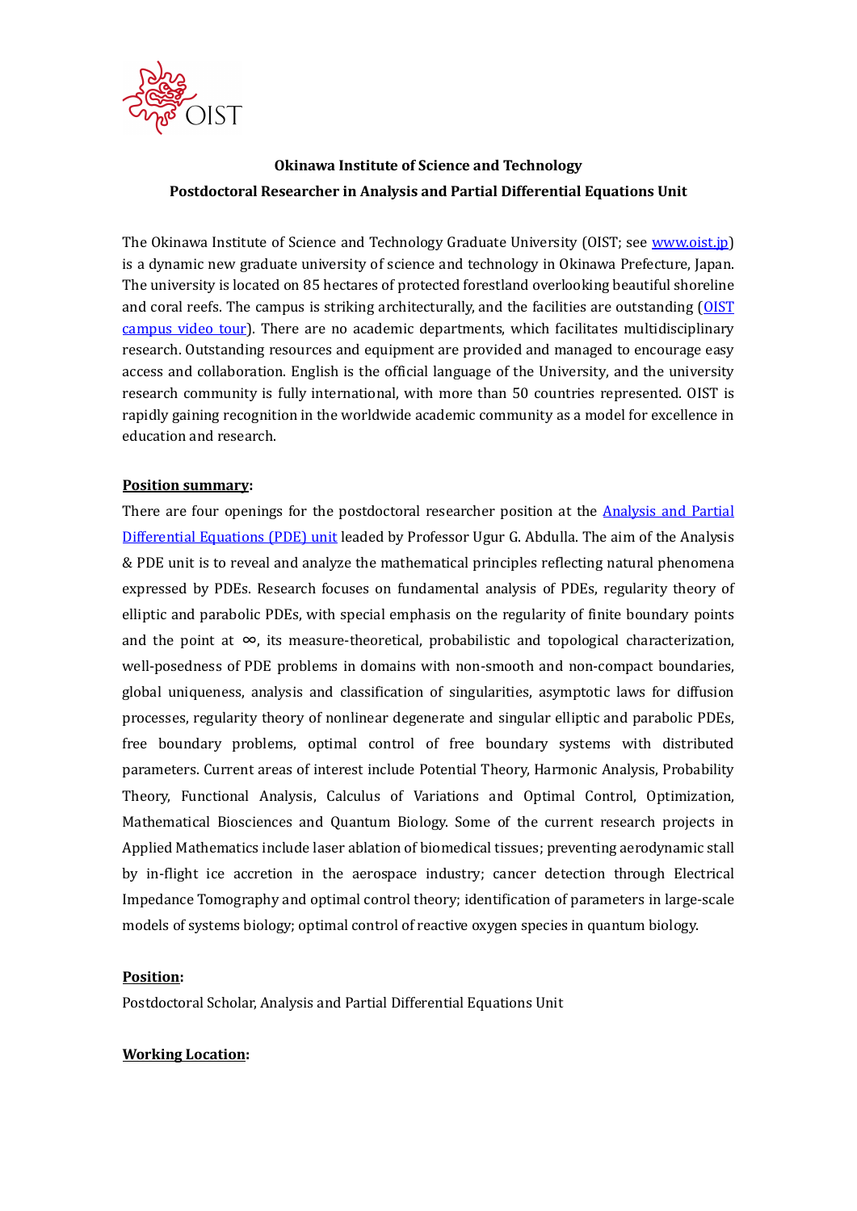**Okinawa Institute of Science and Technology**
**Postdoctoral Researcher in Analysis and Partial Differential Equations Unit**

The Okinawa Institute of Science and Technology Graduate University (OIST; see [www.oist.jp](www.oist.jp)) is a dynamic new graduate university of science and technology in Okinawa Prefecture, Japan. The university is located on 85 hectares of protected forestland overlooking beautiful shoreline and coral reefs. The campus is striking architecturally, and the facilities are outstanding ([OIST campus video tour]()). There are no academic departments, which facilitates multidisciplinary research. Outstanding resources and equipment are provided and managed to encourage easy access and collaboration. English is the official language of the University, and the university research community is fully international, with more than 50 countries represented. OIST is rapidly gaining recognition in the worldwide academic community as a model for excellence in education and research.

**Position summary:**

There are four openings for the postdoctoral researcher position at the [Analysis and Partial Differential Equations (PDE) unit]() leaded by Professor Ugur G. Abdulla. The aim of the Analysis & PDE unit is to reveal and analyze the mathematical principles reflecting natural phenomena expressed by PDEs. Research focuses on fundamental analysis of PDEs, regularity theory of elliptic and parabolic PDEs, with special emphasis on the regularity of finite boundary points and the point at $\infty$, its measure-theoretical, probabilistic and topological characterization, well-posedness of PDE problems in domains with non-smooth and non-compact boundaries, global uniqueness, analysis and classification of singularities, asymptotic laws for diffusion processes, regularity theory of nonlinear degenerate and singular elliptic and parabolic PDEs, free boundary problems, optimal control of free boundary systems with distributed parameters. Current areas of interest include Potential Theory, Harmonic Analysis, Probability Theory, Functional Analysis, Calculus of Variations and Optimal Control, Optimization, Mathematical Biosciences and Quantum Biology. Some of the current research projects in Applied Mathematics include laser ablation of biomedical tissues; preventing aerodynamic stall by in-flight ice accretion in the aerospace industry; cancer detection through Electrical Impedance Tomography and optimal control theory; identification of parameters in large-scale models of systems biology; optimal control of reactive oxygen species in quantum biology.

**Position:**

Postdoctoral Scholar, Analysis and Partial Differential Equations Unit

**Working Location:**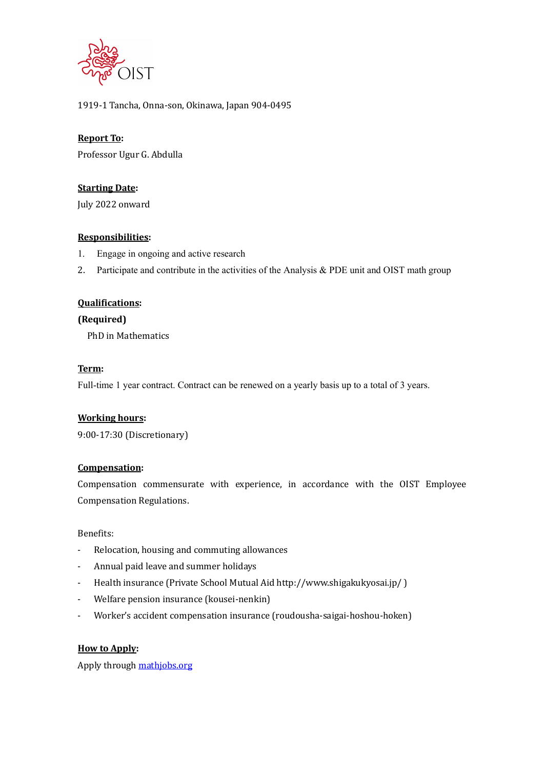1919-1 Tancha, Onna-son, Okinawa, Japan 904-0495

**Report To:**

Professor Ugur G. Abdulla

**Starting Date:**

July 2022 onward

**Responsibilities:**

1. Engage in ongoing and active research
2. Participate and contribute in the activities of the Analysis & PDE unit and OIST math group

**Qualifications:**

**(Required)**

PhD in Mathematics

**Term:**

Full-time 1 year contract. Contract can be renewed on a yearly basis up to a total of 3 years.

**Working hours:**

9:00-17:30 (Discretionary)

**Compensation:**

Compensation commensurate with experience, in accordance with the OIST Employee Compensation Regulations.

Benefits:

- Relocation, housing and commuting allowances
- Annual paid leave and summer holidays
- Health insurance (Private School Mutual Aid http://www.shigakukyosai.jp/ )
- Welfare pension insurance (kousei-nenkin)
- Worker's accident compensation insurance (roudousha-saigai-hoshou-hoken)

**How to Apply:**

Apply through [mathjobs.org](mathjobs.org)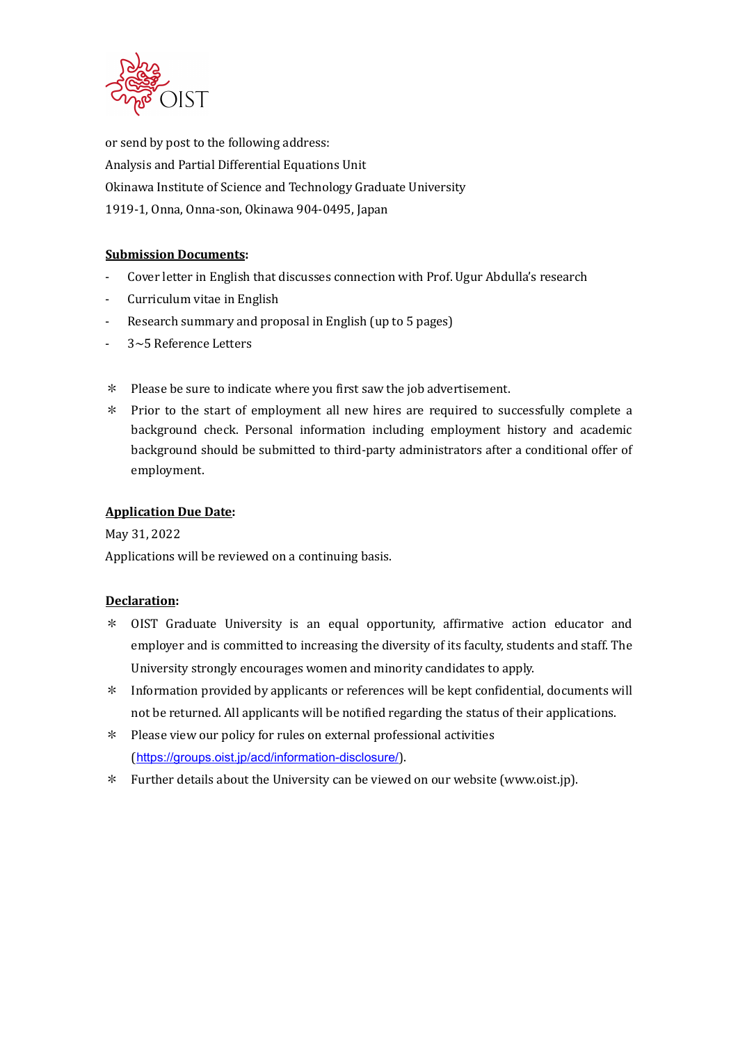or send by post to the following address:

Analysis and Partial Differential Equations Unit

Okinawa Institute of Science and Technology Graduate University

1919-1, Onna, Onna-son, Okinawa 904-0495, Japan

**Submission Documents:**

- Cover letter in English that discusses connection with Prof. Ugur Abdulla's research
- Curriculum vitae in English
- Research summary and proposal in English (up to 5 pages)
- 3~5 Reference Letters

＊ Please be sure to indicate where you first saw the job advertisement.

＊ Prior to the start of employment all new hires are required to successfully complete a background check. Personal information including employment history and academic background should be submitted to third-party administrators after a conditional offer of employment.

**Application Due Date:**

May 31, 2022

Applications will be reviewed on a continuing basis.

**Declaration:**

＊ OIST Graduate University is an equal opportunity, affirmative action educator and employer and is committed to increasing the diversity of its faculty, students and staff. The University strongly encourages women and minority candidates to apply.

＊ Information provided by applicants or references will be kept confidential, documents will not be returned. All applicants will be notified regarding the status of their applications.

＊ Please view our policy for rules on external professional activities (https://groups.oist.jp/acd/information-disclosure/).

＊ Further details about the University can be viewed on our website (www.oist.jp).